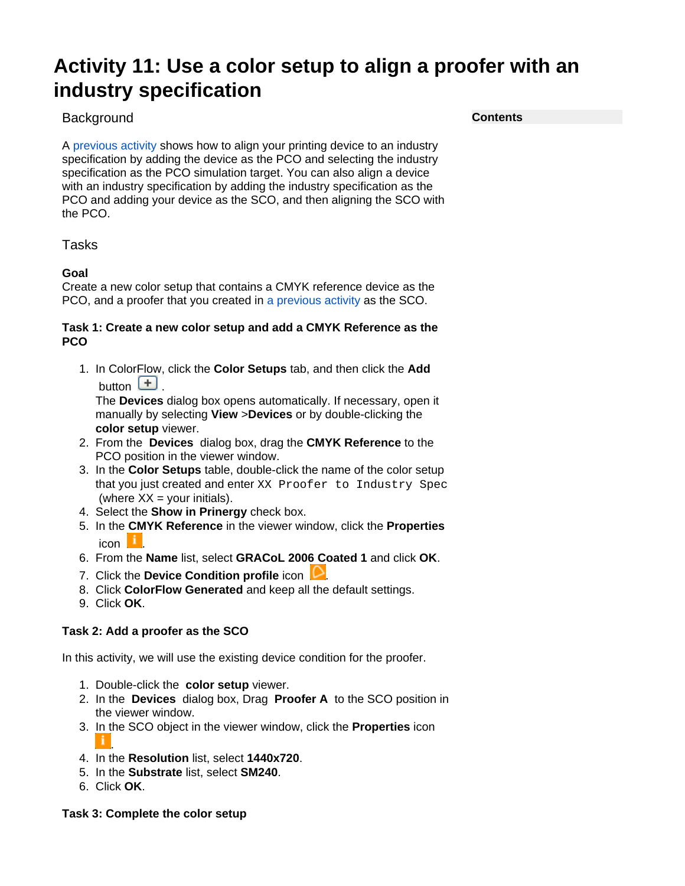# Activity 11: Use a color setup to align a proofer with an industry specification

Contents

## Background

A previous activity shows how to align your printing device to an industry specification by adding the device as the PCO and selecting the industry specification as the PCO simulation target. You can also align a device with an industry specification by adding the industry specification as the PCO and adding your device as the SCO, and then aligning the SCO with the PCO.

## Tasks

**Goal**
Create a new color setup that contains a CMYK reference device as the PCO, and a proofer that you created in a previous activity as the SCO.

### Task 1: Create a new color setup and add a CMYK Reference as the PCO

1. In ColorFlow, click the **Color Setups** tab, and then click the **Add** button .
   The **Devices** dialog box opens automatically. If necessary, open it manually by selecting **View** >**Devices** or by double-clicking the **color setup** viewer.
2. From the **Devices** dialog box, drag the **CMYK Reference** to the PCO position in the viewer window.
3. In the **Color Setups** table, double-click the name of the color setup that you just created and enter `XX Proofer to Industry Spec` (where XX = your initials).
4. Select the **Show in Prinergy** check box.
5. In the **CMYK Reference** in the viewer window, click the **Properties** icon .
6. From the **Name** list, select **GRACoL 2006 Coated 1** and click **OK**.
7. Click the **Device Condition profile** icon .
8. Click **ColorFlow Generated** and keep all the default settings.
9. Click **OK**.

### Task 2: Add a proofer as the SCO

In this activity, we will use the existing device condition for the proofer.

1. Double-click the **color setup** viewer.
2. In the **Devices** dialog box, Drag **Proofer A** to the SCO position in the viewer window.
3. In the SCO object in the viewer window, click the **Properties** icon .
4. In the **Resolution** list, select **1440x720**.
5. In the **Substrate** list, select **SM240**.
6. Click **OK**.

### Task 3: Complete the color setup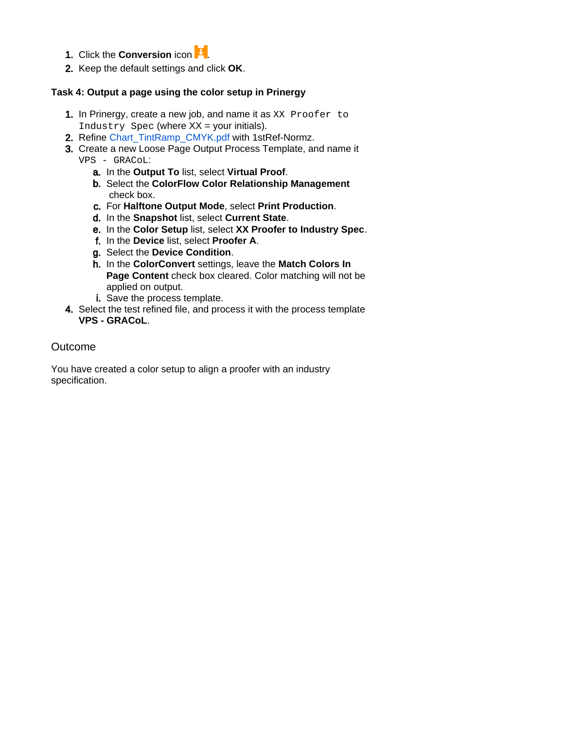1. Click the **Conversion** icon .
2. Keep the default settings and click **OK**.

**Task 4: Output a page using the color setup in Prinergy**

1. In Prinergy, create a new job, and name it as `XX Proofer to Industry Spec` (where XX = your initials).
2. Refine Chart_TintRamp_CMYK.pdf with 1stRef-Normz.
3. Create a new Loose Page Output Process Template, and name it `VPS - GRACoL`:
   a. In the **Output To** list, select **Virtual Proof**.
   b. Select the **ColorFlow Color Relationship Management** check box.
   c. For **Halftone Output Mode**, select **Print Production**.
   d. In the **Snapshot** list, select **Current State**.
   e. In the **Color Setup** list, select **XX Proofer to Industry Spec**.
   f. In the **Device** list, select **Proofer A**.
   g. Select the **Device Condition**.
   h. In the **ColorConvert** settings, leave the **Match Colors In Page Content** check box cleared. Color matching will not be applied on output.
   i. Save the process template.
4. Select the test refined file, and process it with the process template **VPS - GRACoL**.

## Outcome

You have created a color setup to align a proofer with an industry specification.